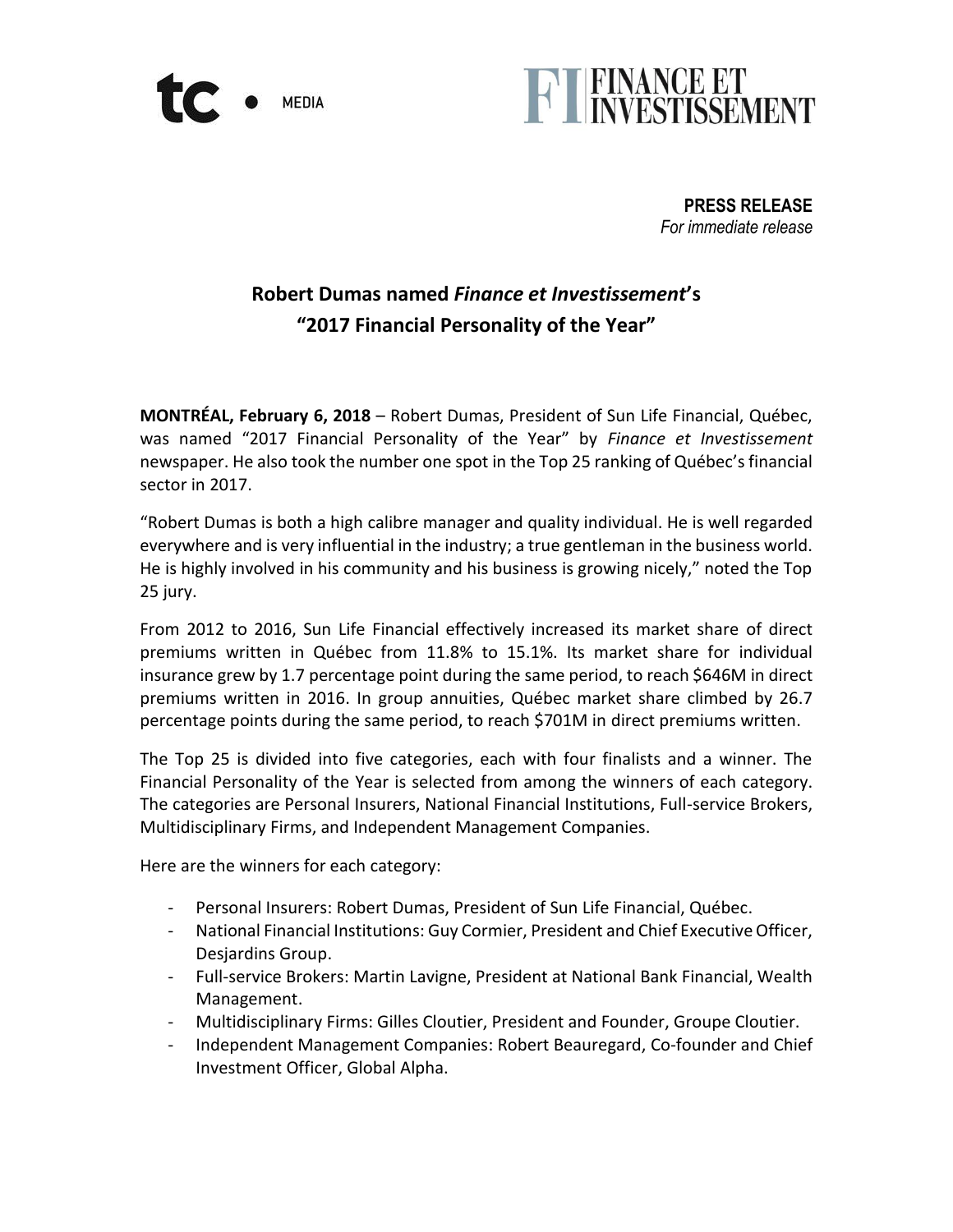tc • MEDIA

FI FINANCE ET INVESTISSEMENT

**PRESS RELEASE**
*For immediate release*

# Robert Dumas named *Finance et Investissement*'s "2017 Financial Personality of the Year"

**MONTRÉAL, February 6, 2018** – Robert Dumas, President of Sun Life Financial, Québec, was named "2017 Financial Personality of the Year" by *Finance et Investissement* newspaper. He also took the number one spot in the Top 25 ranking of Québec's financial sector in 2017.

"Robert Dumas is both a high calibre manager and quality individual. He is well regarded everywhere and is very influential in the industry; a true gentleman in the business world. He is highly involved in his community and his business is growing nicely," noted the Top 25 jury.

From 2012 to 2016, Sun Life Financial effectively increased its market share of direct premiums written in Québec from 11.8% to 15.1%. Its market share for individual insurance grew by 1.7 percentage point during the same period, to reach $646M in direct premiums written in 2016. In group annuities, Québec market share climbed by 26.7 percentage points during the same period, to reach $701M in direct premiums written.

The Top 25 is divided into five categories, each with four finalists and a winner. The Financial Personality of the Year is selected from among the winners of each category. The categories are Personal Insurers, National Financial Institutions, Full-service Brokers, Multidisciplinary Firms, and Independent Management Companies.

Here are the winners for each category:

- Personal Insurers: Robert Dumas, President of Sun Life Financial, Québec.
- National Financial Institutions: Guy Cormier, President and Chief Executive Officer, Desjardins Group.
- Full-service Brokers: Martin Lavigne, President at National Bank Financial, Wealth Management.
- Multidisciplinary Firms: Gilles Cloutier, President and Founder, Groupe Cloutier.
- Independent Management Companies: Robert Beauregard, Co-founder and Chief Investment Officer, Global Alpha.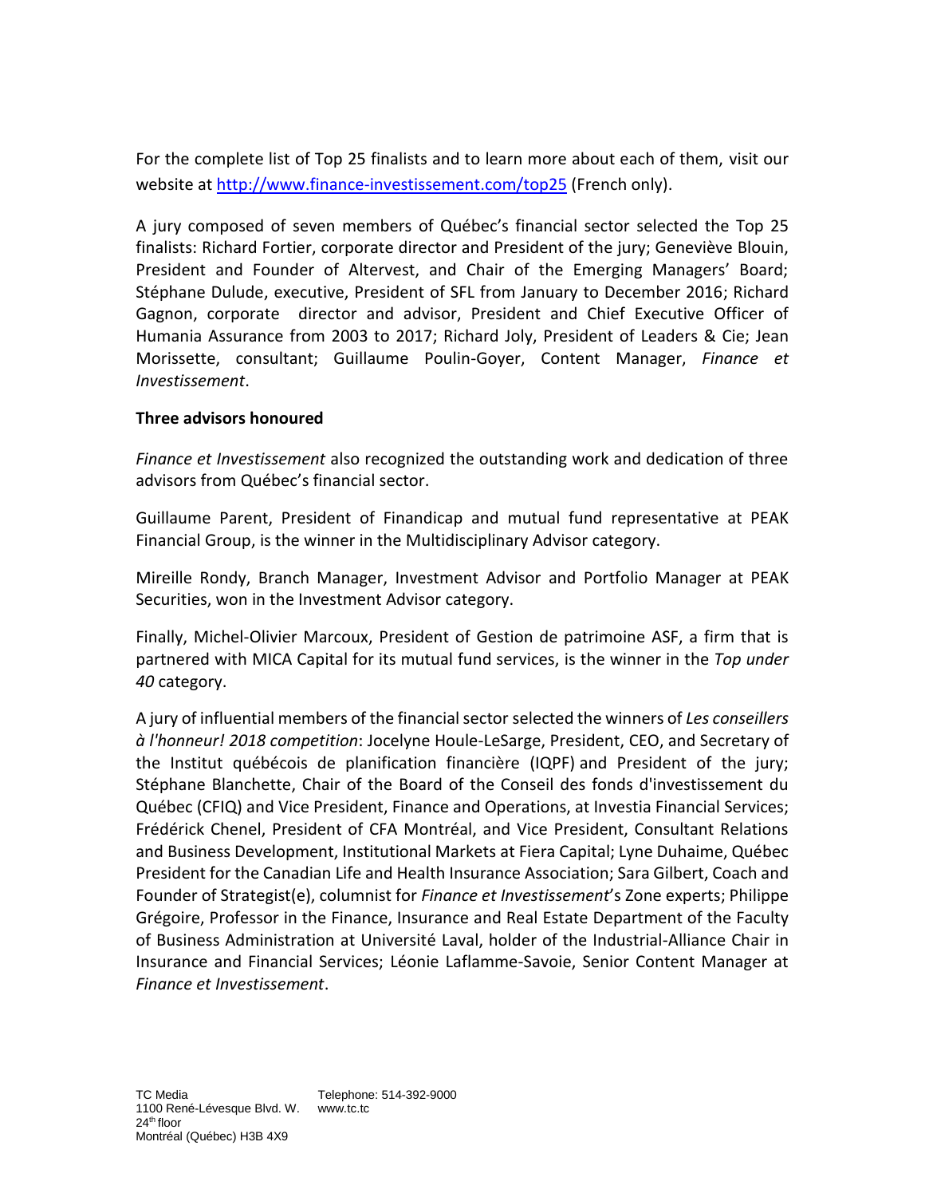For the complete list of Top 25 finalists and to learn more about each of them, visit our website at http://www.finance-investissement.com/top25 (French only).

A jury composed of seven members of Québec's financial sector selected the Top 25 finalists: Richard Fortier, corporate director and President of the jury; Geneviève Blouin, President and Founder of Altervest, and Chair of the Emerging Managers' Board; Stéphane Dulude, executive, President of SFL from January to December 2016; Richard Gagnon, corporate director and advisor, President and Chief Executive Officer of Humania Assurance from 2003 to 2017; Richard Joly, President of Leaders & Cie; Jean Morissette, consultant; Guillaume Poulin-Goyer, Content Manager, *Finance et Investissement*.

**Three advisors honoured**

*Finance et Investissement* also recognized the outstanding work and dedication of three advisors from Québec's financial sector.

Guillaume Parent, President of Finandicap and mutual fund representative at PEAK Financial Group, is the winner in the Multidisciplinary Advisor category.

Mireille Rondy, Branch Manager, Investment Advisor and Portfolio Manager at PEAK Securities, won in the Investment Advisor category.

Finally, Michel-Olivier Marcoux, President of Gestion de patrimoine ASF, a firm that is partnered with MICA Capital for its mutual fund services, is the winner in the *Top under 40* category.

A jury of influential members of the financial sector selected the winners of *Les conseillers à l'honneur! 2018 competition*: Jocelyne Houle-LeSarge, President, CEO, and Secretary of the Institut québécois de planification financière (IQPF) and President of the jury; Stéphane Blanchette, Chair of the Board of the Conseil des fonds d'investissement du Québec (CFIQ) and Vice President, Finance and Operations, at Investia Financial Services; Frédérick Chenel, President of CFA Montréal, and Vice President, Consultant Relations and Business Development, Institutional Markets at Fiera Capital; Lyne Duhaime, Québec President for the Canadian Life and Health Insurance Association; Sara Gilbert, Coach and Founder of Strategist(e), columnist for *Finance et Investissement*'s Zone experts; Philippe Grégoire, Professor in the Finance, Insurance and Real Estate Department of the Faculty of Business Administration at Université Laval, holder of the Industrial-Alliance Chair in Insurance and Financial Services; Léonie Laflamme-Savoie, Senior Content Manager at *Finance et Investissement*.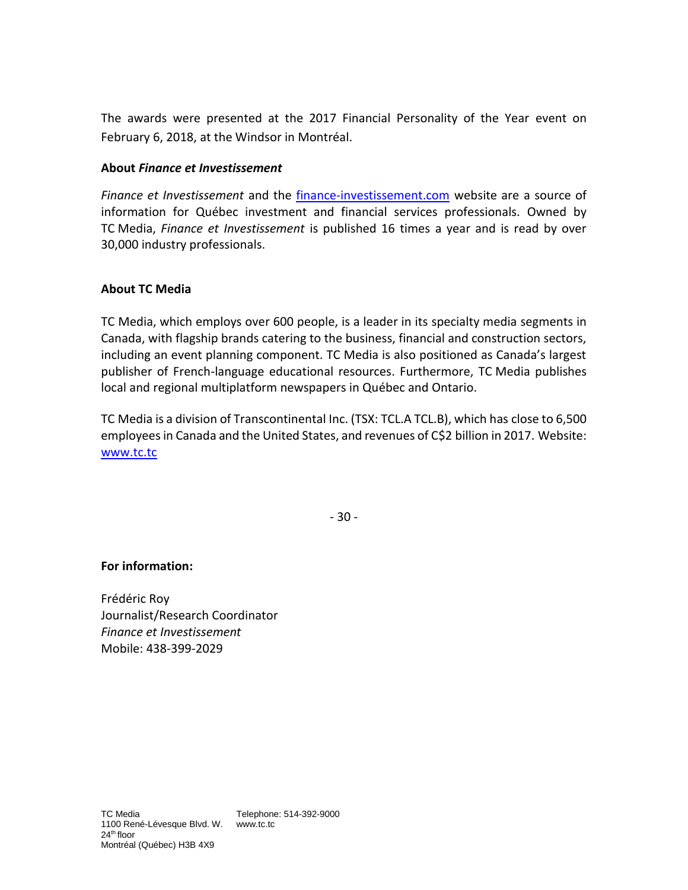The awards were presented at the 2017 Financial Personality of the Year event on February 6, 2018, at the Windsor in Montréal.

**About *Finance et Investissement***

*Finance et Investissement* and the [finance-investissement.com](finance-investissement.com) website are a source of information for Québec investment and financial services professionals. Owned by TC Media, *Finance et Investissement* is published 16 times a year and is read by over 30,000 industry professionals.

**About TC Media**

TC Media, which employs over 600 people, is a leader in its specialty media segments in Canada, with flagship brands catering to the business, financial and construction sectors, including an event planning component. TC Media is also positioned as Canada's largest publisher of French-language educational resources. Furthermore, TC Media publishes local and regional multiplatform newspapers in Québec and Ontario.

TC Media is a division of Transcontinental Inc. (TSX: TCL.A TCL.B), which has close to 6,500 employees in Canada and the United States, and revenues of C$2 billion in 2017. Website: [www.tc.tc](www.tc.tc)

- 30 -

**For information:**

Frédéric Roy
Journalist/Research Coordinator
*Finance et Investissement*
Mobile: 438-399-2029

TC Media
1100 René-Lévesque Blvd. W.
24th floor
Montréal (Québec) H3B 4X9

Telephone: 514-392-9000
www.tc.tc